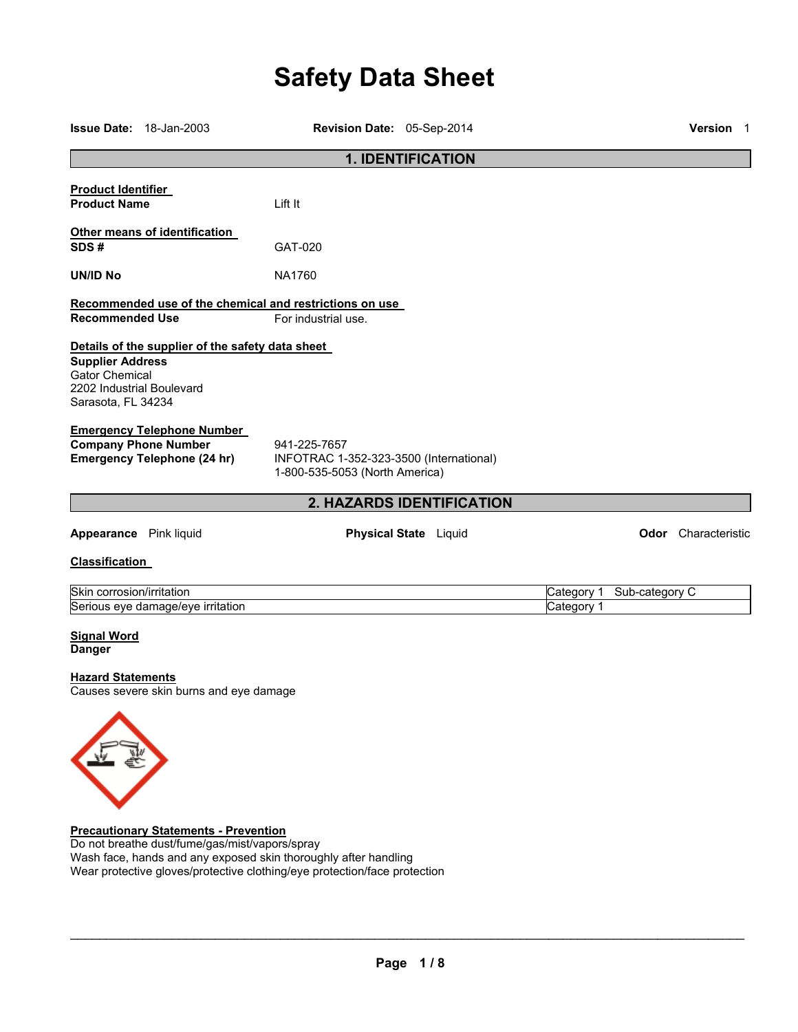# Safety Data Sheet

**Issue Date:** 18-Jan-2003 **Revision Date:** 05-Sep-2014 **Version** 1

## 1. IDENTIFICATION

**Product Identifier**

**Product Name** Lift It

**Other means of identification**

**SDS #** GAT-020

**UN/ID No** NA1760

**Recommended use of the chemical and restrictions on use**

**Recommended Use** For industrial use.

**Details of the supplier of the safety data sheet**

**Supplier Address**
Gator Chemical
2202 Industrial Boulevard
Sarasota, FL 34234

**Emergency Telephone Number**

**Company Phone Number** 941-225-7657

**Emergency Telephone (24 hr)** INFOTRAC 1-352-323-3500 (International)
1-800-535-5053 (North America)

## 2. HAZARDS IDENTIFICATION

**Appearance** Pink liquid **Physical State** Liquid **Odor** Characteristic

**Classification**

| | |
|---|---|
| Skin corrosion/irritation | Category 1 Sub-category C |
| Serious eye damage/eye irritation | Category 1 |

**Signal Word**
**Danger**

**Hazard Statements**
Causes severe skin burns and eye damage

**Precautionary Statements - Prevention**
Do not breathe dust/fume/gas/mist/vapors/spray
Wash face, hands and any exposed skin thoroughly after handling
Wear protective gloves/protective clothing/eye protection/face protection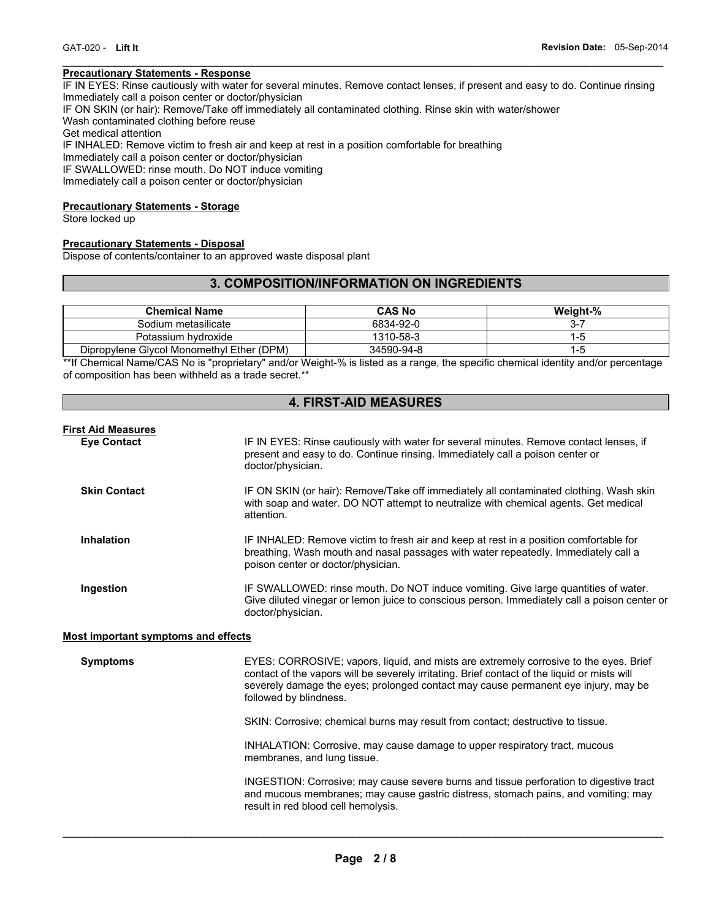**Precautionary Statements - Response**

IF IN EYES: Rinse cautiously with water for several minutes. Remove contact lenses, if present and easy to do. Continue rinsing
Immediately call a poison center or doctor/physician
IF ON SKIN (or hair): Remove/Take off immediately all contaminated clothing. Rinse skin with water/shower
Wash contaminated clothing before reuse
Get medical attention
IF INHALED: Remove victim to fresh air and keep at rest in a position comfortable for breathing
Immediately call a poison center or doctor/physician
IF SWALLOWED: rinse mouth. Do NOT induce vomiting
Immediately call a poison center or doctor/physician

**Precautionary Statements - Storage**

Store locked up

**Precautionary Statements - Disposal**

Dispose of contents/container to an approved waste disposal plant

## 3. COMPOSITION/INFORMATION ON INGREDIENTS

| Chemical Name | CAS No | Weight-% |
|---|---|---|
| Sodium metasilicate | 6834-92-0 | 3-7 |
| Potassium hydroxide | 1310-58-3 | 1-5 |
| Dipropylene Glycol Monomethyl Ether (DPM) | 34590-94-8 | 1-5 |

**If Chemical Name/CAS No is "proprietary" and/or Weight-% is listed as a range, the specific chemical identity and/or percentage of composition has been withheld as a trade secret.**

## 4. FIRST-AID MEASURES

**First Aid Measures**

**Eye Contact**
IF IN EYES: Rinse cautiously with water for several minutes. Remove contact lenses, if present and easy to do. Continue rinsing. Immediately call a poison center or doctor/physician.

**Skin Contact**
IF ON SKIN (or hair): Remove/Take off immediately all contaminated clothing. Wash skin with soap and water. DO NOT attempt to neutralize with chemical agents. Get medical attention.

**Inhalation**
IF INHALED: Remove victim to fresh air and keep at rest in a position comfortable for breathing. Wash mouth and nasal passages with water repeatedly. Immediately call a poison center or doctor/physician.

**Ingestion**
IF SWALLOWED: rinse mouth. Do NOT induce vomiting. Give large quantities of water. Give diluted vinegar or lemon juice to conscious person. Immediately call a poison center or doctor/physician.

**Most important symptoms and effects**

**Symptoms**
EYES: CORROSIVE; vapors, liquid, and mists are extremely corrosive to the eyes. Brief contact of the vapors will be severely irritating. Brief contact of the liquid or mists will severely damage the eyes; prolonged contact may cause permanent eye injury, may be followed by blindness.

SKIN: Corrosive; chemical burns may result from contact; destructive to tissue.

INHALATION: Corrosive, may cause damage to upper respiratory tract, mucous membranes, and lung tissue.

INGESTION: Corrosive; may cause severe burns and tissue perforation to digestive tract and mucous membranes; may cause gastric distress, stomach pains, and vomiting; may result in red blood cell hemolysis.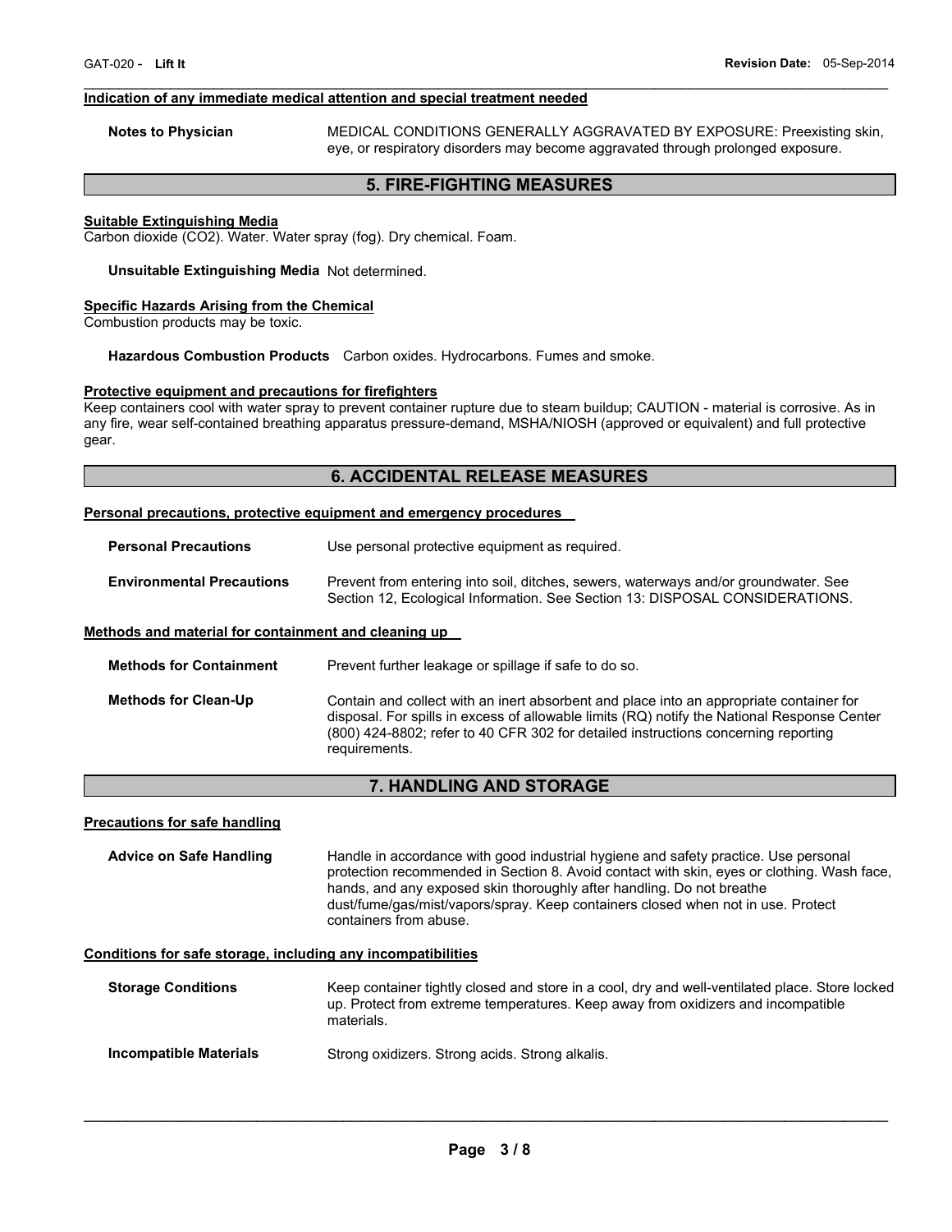#### Indication of any immediate medical attention and special treatment needed

**Notes to Physician** MEDICAL CONDITIONS GENERALLY AGGRAVATED BY EXPOSURE: Preexisting skin, eye, or respiratory disorders may become aggravated through prolonged exposure.

## 5. FIRE-FIGHTING MEASURES

#### Suitable Extinguishing Media

Carbon dioxide ($CO_2$). Water. Water spray (fog). Dry chemical. Foam.

**Unsuitable Extinguishing Media** Not determined.

#### Specific Hazards Arising from the Chemical

Combustion products may be toxic.

**Hazardous Combustion Products** Carbon oxides. Hydrocarbons. Fumes and smoke.

#### Protective equipment and precautions for firefighters

Keep containers cool with water spray to prevent container rupture due to steam buildup; CAUTION - material is corrosive. As in any fire, wear self-contained breathing apparatus pressure-demand, MSHA/NIOSH (approved or equivalent) and full protective gear.

## 6. ACCIDENTAL RELEASE MEASURES

#### Personal precautions, protective equipment and emergency procedures

**Personal Precautions** Use personal protective equipment as required.

**Environmental Precautions** Prevent from entering into soil, ditches, sewers, waterways and/or groundwater. See Section 12, Ecological Information. See Section 13: DISPOSAL CONSIDERATIONS.

#### Methods and material for containment and cleaning up

**Methods for Containment** Prevent further leakage or spillage if safe to do so.

**Methods for Clean-Up** Contain and collect with an inert absorbent and place into an appropriate container for disposal. For spills in excess of allowable limits (RQ) notify the National Response Center (800) 424-8802; refer to 40 CFR 302 for detailed instructions concerning reporting requirements.

## 7. HANDLING AND STORAGE

#### Precautions for safe handling

**Advice on Safe Handling** Handle in accordance with good industrial hygiene and safety practice. Use personal protection recommended in Section 8. Avoid contact with skin, eyes or clothing. Wash face, hands, and any exposed skin thoroughly after handling. Do not breathe dust/fume/gas/mist/vapors/spray. Keep containers closed when not in use. Protect containers from abuse.

#### Conditions for safe storage, including any incompatibilities

**Storage Conditions** Keep container tightly closed and store in a cool, dry and well-ventilated place. Store locked up. Protect from extreme temperatures. Keep away from oxidizers and incompatible materials.

**Incompatible Materials** Strong oxidizers. Strong acids. Strong alkalis.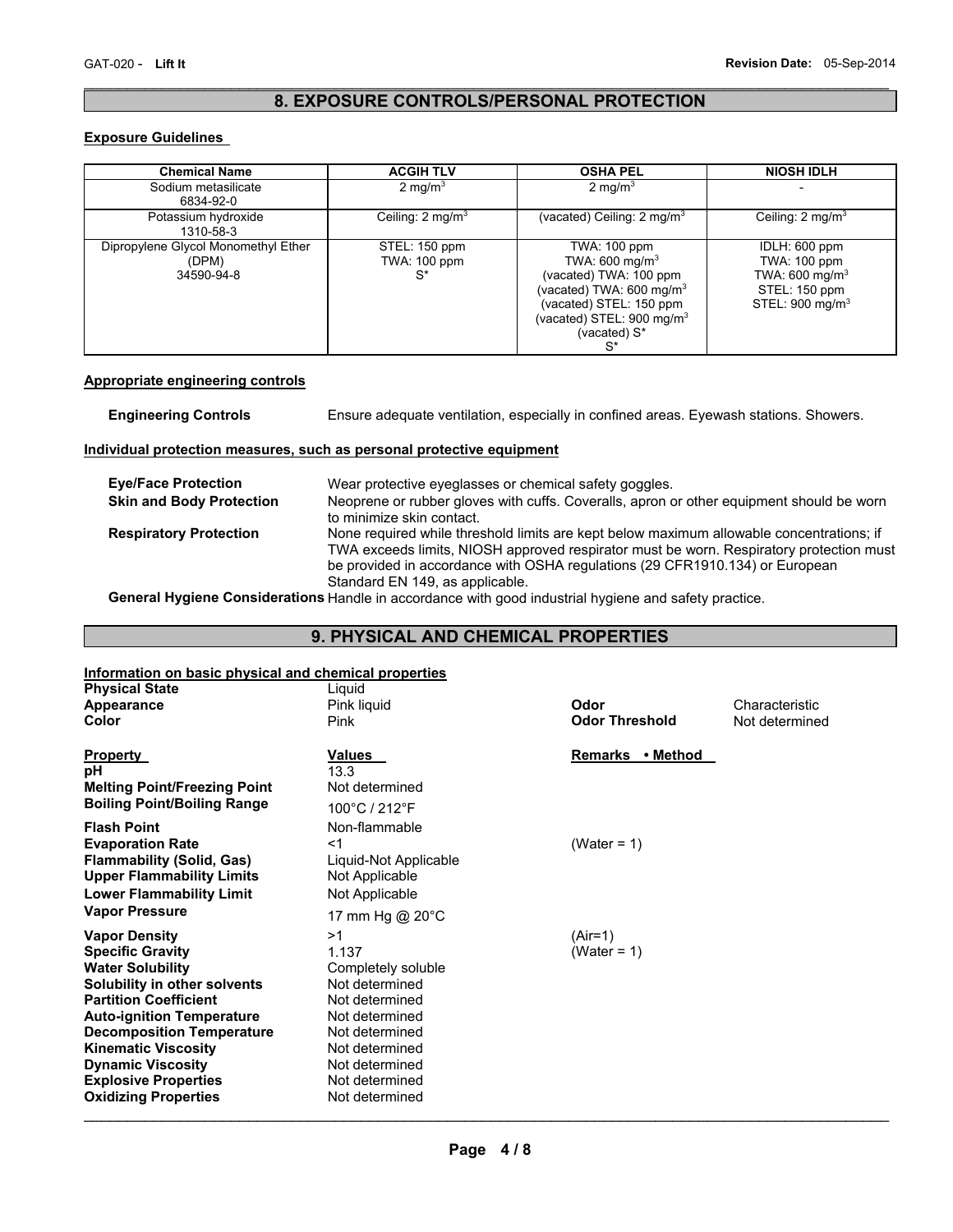## 8. EXPOSURE CONTROLS/PERSONAL PROTECTION

**Exposure Guidelines**

| Chemical Name | ACGIH TLV | OSHA PEL | NIOSH IDLH |
|---|---|---|---|
| Sodium metasilicate 6834-92-0 | 2 $mg/m^3$ | 2 $mg/m^3$ | - |
| Potassium hydroxide 1310-58-3 | Ceiling: 2 $mg/m^3$ | (vacated) Ceiling: 2 $mg/m^3$ | Ceiling: 2 $mg/m^3$ |
| Dipropylene Glycol Monomethyl Ether (DPM) 34590-94-8 | STEL: 150 ppm<br>TWA: 100 ppm<br>S* | TWA: 100 ppm<br>TWA: 600 $mg/m^3$<br>(vacated) TWA: 100 ppm<br>(vacated) TWA: 600 $mg/m^3$<br>(vacated) STEL: 150 ppm<br>(vacated) STEL: 900 $mg/m^3$<br>(vacated) S*<br>S* | IDLH: 600 ppm<br>TWA: 100 ppm<br>TWA: 600 $mg/m^3$<br>STEL: 150 ppm<br>STEL: 900 $mg/m^3$ |

**Appropriate engineering controls**

**Engineering Controls** Ensure adequate ventilation, especially in confined areas. Eyewash stations. Showers.

**Individual protection measures, such as personal protective equipment**

**Eye/Face Protection** Wear protective eyeglasses or chemical safety goggles.

**Skin and Body Protection** Neoprene or rubber gloves with cuffs. Coveralls, apron or other equipment should be worn to minimize skin contact.

**Respiratory Protection** None required while threshold limits are kept below maximum allowable concentrations; if TWA exceeds limits, NIOSH approved respirator must be worn. Respiratory protection must be provided in accordance with OSHA regulations (29 CFR1910.134) or European Standard EN 149, as applicable.

**General Hygiene Considerations** Handle in accordance with good industrial hygiene and safety practice.

## 9. PHYSICAL AND CHEMICAL PROPERTIES

**Information on basic physical and chemical properties**

**Physical State** Liquid
**Appearance** Pink liquid **Odor** Characteristic
**Color** Pink **Odor Threshold** Not determined

| Property | Values | Remarks • Method |
|---|---|---|
| **pH** | 13.3 | |
| **Melting Point/Freezing Point** | Not determined | |
| **Boiling Point/Boiling Range** | 100°C / 212°F | |
| **Flash Point** | Non-flammable | |
| **Evaporation Rate** | <1 | (Water = 1) |
| **Flammability (Solid, Gas)** | Liquid-Not Applicable | |
| **Upper Flammability Limits** | Not Applicable | |
| **Lower Flammability Limit** | Not Applicable | |
| **Vapor Pressure** | 17 mm Hg @ 20°C | |
| **Vapor Density** | >1 | (Air=1) |
| **Specific Gravity** | 1.137 | (Water = 1) |
| **Water Solubility** | Completely soluble | |
| **Solubility in other solvents** | Not determined | |
| **Partition Coefficient** | Not determined | |
| **Auto-ignition Temperature** | Not determined | |
| **Decomposition Temperature** | Not determined | |
| **Kinematic Viscosity** | Not determined | |
| **Dynamic Viscosity** | Not determined | |
| **Explosive Properties** | Not determined | |
| **Oxidizing Properties** | Not determined | |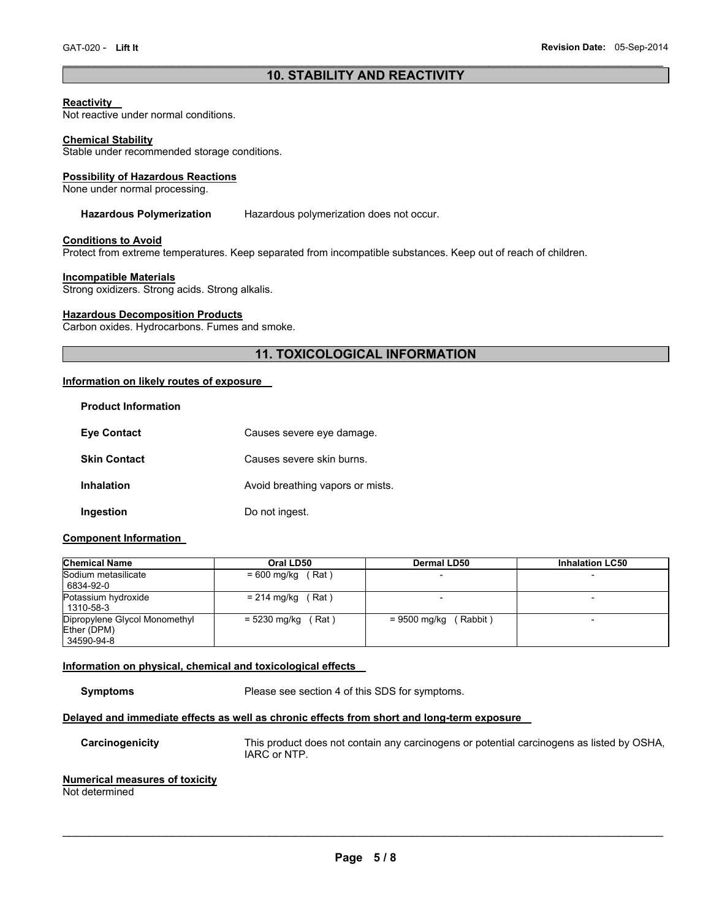## 10. STABILITY AND REACTIVITY

**Reactivity**
Not reactive under normal conditions.

**Chemical Stability**
Stable under recommended storage conditions.

**Possibility of Hazardous Reactions**
None under normal processing.

**Hazardous Polymerization** Hazardous polymerization does not occur.

**Conditions to Avoid**
Protect from extreme temperatures. Keep separated from incompatible substances. Keep out of reach of children.

**Incompatible Materials**
Strong oxidizers. Strong acids. Strong alkalis.

**Hazardous Decomposition Products**
Carbon oxides. Hydrocarbons. Fumes and smoke.

## 11. TOXICOLOGICAL INFORMATION

**Information on likely routes of exposure**

**Product Information**

**Eye Contact** Causes severe eye damage.

**Skin Contact** Causes severe skin burns.

**Inhalation** Avoid breathing vapors or mists.

**Ingestion** Do not ingest.

**Component Information**

| Chemical Name | Oral LD50 | Dermal LD50 | Inhalation LC50 |
|---|---|---|---|
| Sodium metasilicate 6834-92-0 | = 600 mg/kg ( Rat ) | - | - |
| Potassium hydroxide 1310-58-3 | = 214 mg/kg ( Rat ) | - | - |
| Dipropylene Glycol Monomethyl Ether (DPM) 34590-94-8 | = 5230 mg/kg ( Rat ) | = 9500 mg/kg ( Rabbit ) | - |

**Information on physical, chemical and toxicological effects**

**Symptoms** Please see section 4 of this SDS for symptoms.

**Delayed and immediate effects as well as chronic effects from short and long-term exposure**

**Carcinogenicity** This product does not contain any carcinogens or potential carcinogens as listed by OSHA, IARC or NTP.

**Numerical measures of toxicity**
Not determined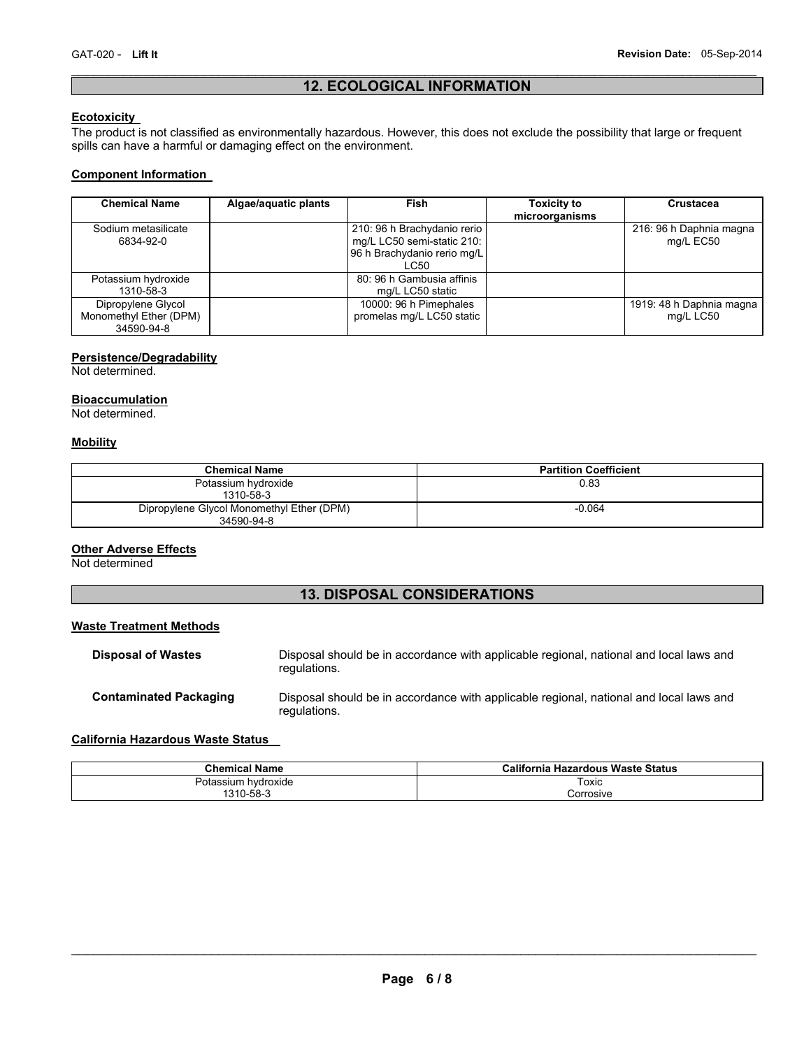## 12. ECOLOGICAL INFORMATION

**Ecotoxicity**

The product is not classified as environmentally hazardous. However, this does not exclude the possibility that large or frequent spills can have a harmful or damaging effect on the environment.

**Component Information**

| Chemical Name | Algae/aquatic plants | Fish | Toxicity to microorganisms | Crustacea |
|---|---|---|---|---|
| Sodium metasilicate 6834-92-0 | | 210: 96 h Brachydanio rerio mg/L LC50 semi-static 210: 96 h Brachydanio rerio mg/L LC50 | | 216: 96 h Daphnia magna mg/L EC50 |
| Potassium hydroxide 1310-58-3 | | 80: 96 h Gambusia affinis mg/L LC50 static | | |
| Dipropylene Glycol Monomethyl Ether (DPM) 34590-94-8 | | 10000: 96 h Pimephales promelas mg/L LC50 static | | 1919: 48 h Daphnia magna mg/L LC50 |

**Persistence/Degradability**

Not determined.

**Bioaccumulation**

Not determined.

**Mobility**

| Chemical Name | Partition Coefficient |
|---|---|
| Potassium hydroxide 1310-58-3 | 0.83 |
| Dipropylene Glycol Monomethyl Ether (DPM) 34590-94-8 | -0.064 |

**Other Adverse Effects**

Not determined

## 13. DISPOSAL CONSIDERATIONS

**Waste Treatment Methods**

**Disposal of Wastes** Disposal should be in accordance with applicable regional, national and local laws and regulations.

**Contaminated Packaging** Disposal should be in accordance with applicable regional, national and local laws and regulations.

**California Hazardous Waste Status**

| Chemical Name | California Hazardous Waste Status |
|---|---|
| Potassium hydroxide 1310-58-3 | Toxic Corrosive |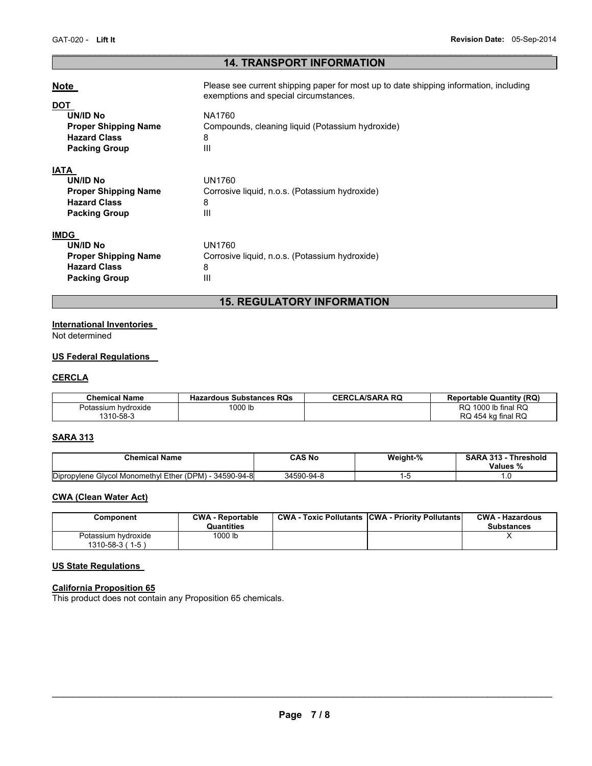## 14. TRANSPORT INFORMATION

**Note** Please see current shipping paper for most up to date shipping information, including exemptions and special circumstances.

**DOT**

| | |
|---|---|
| **UN/ID No** | NA1760 |
| **Proper Shipping Name** | Compounds, cleaning liquid (Potassium hydroxide) |
| **Hazard Class** | 8 |
| **Packing Group** | III |

**IATA**

| | |
|---|---|
| **UN/ID No** | UN1760 |
| **Proper Shipping Name** | Corrosive liquid, n.o.s. (Potassium hydroxide) |
| **Hazard Class** | 8 |
| **Packing Group** | III |

**IMDG**

| | |
|---|---|
| **UN/ID No** | UN1760 |
| **Proper Shipping Name** | Corrosive liquid, n.o.s. (Potassium hydroxide) |
| **Hazard Class** | 8 |
| **Packing Group** | III |

## 15. REGULATORY INFORMATION

**International Inventories**
Not determined

**US Federal Regulations**

**CERCLA**

| Chemical Name | Hazardous Substances RQs | CERCLA/SARA RQ | Reportable Quantity (RQ) |
|---|---|---|---|
| Potassium hydroxide 1310-58-3 | 1000 lb | | RQ 1000 lb final RQ RQ 454 kg final RQ |

**SARA 313**

| Chemical Name | CAS No | Weight-% | SARA 313 - Threshold Values % |
|---|---|---|---|
| Dipropylene Glycol Monomethyl Ether (DPM) - 34590-94-8 | 34590-94-8 | 1-5 | 1.0 |

**CWA (Clean Water Act)**

| Component | CWA - Reportable Quantities | CWA - Toxic Pollutants | CWA - Priority Pollutants | CWA - Hazardous Substances |
|---|---|---|---|---|
| Potassium hydroxide 1310-58-3 ( 1-5 ) | 1000 lb | | | X |

**US State Regulations**

**California Proposition 65**
This product does not contain any Proposition 65 chemicals.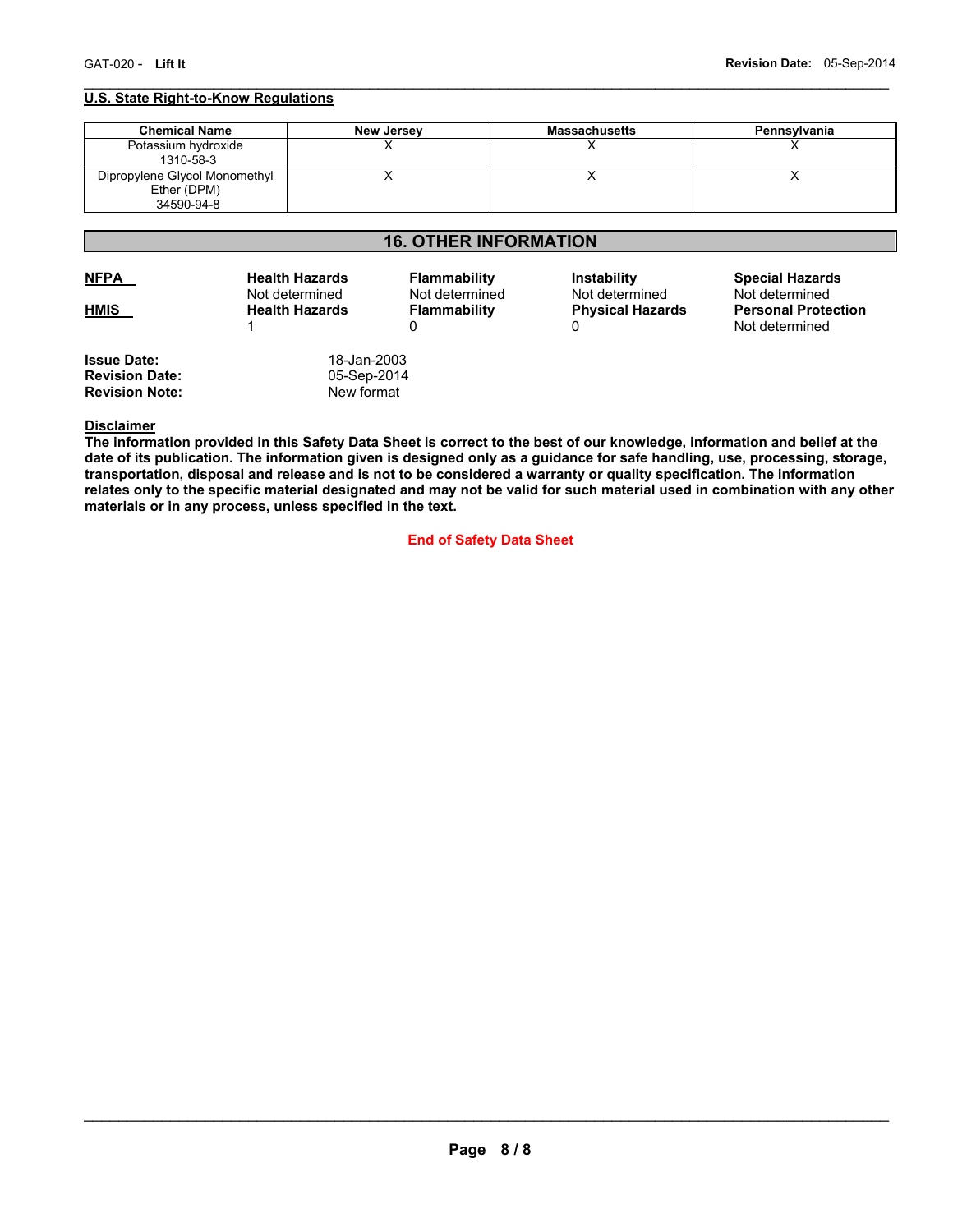**U.S. State Right-to-Know Regulations**

| Chemical Name | New Jersey | Massachusetts | Pennsylvania |
|---|---|---|---|
| Potassium hydroxide 1310-58-3 | X | X | X |
| Dipropylene Glycol Monomethyl Ether (DPM) 34590-94-8 | X | X | X |

## 16. OTHER INFORMATION

| | | | | |
|---|---|---|---|---|
| **NFPA** | **Health Hazards** Not determined | **Flammability** Not determined | **Instability** Not determined | **Special Hazards** Not determined |
| **HMIS** | **Health Hazards** 1 | **Flammability** 0 | **Physical Hazards** 0 | **Personal Protection** Not determined |

**Issue Date:** 18-Jan-2003
**Revision Date:** 05-Sep-2014
**Revision Note:** New format

**Disclaimer**

**The information provided in this Safety Data Sheet is correct to the best of our knowledge, information and belief at the date of its publication. The information given is designed only as a guidance for safe handling, use, processing, storage, transportation, disposal and release and is not to be considered a warranty or quality specification. The information relates only to the specific material designated and may not be valid for such material used in combination with any other materials or in any process, unless specified in the text.**

**End of Safety Data Sheet**